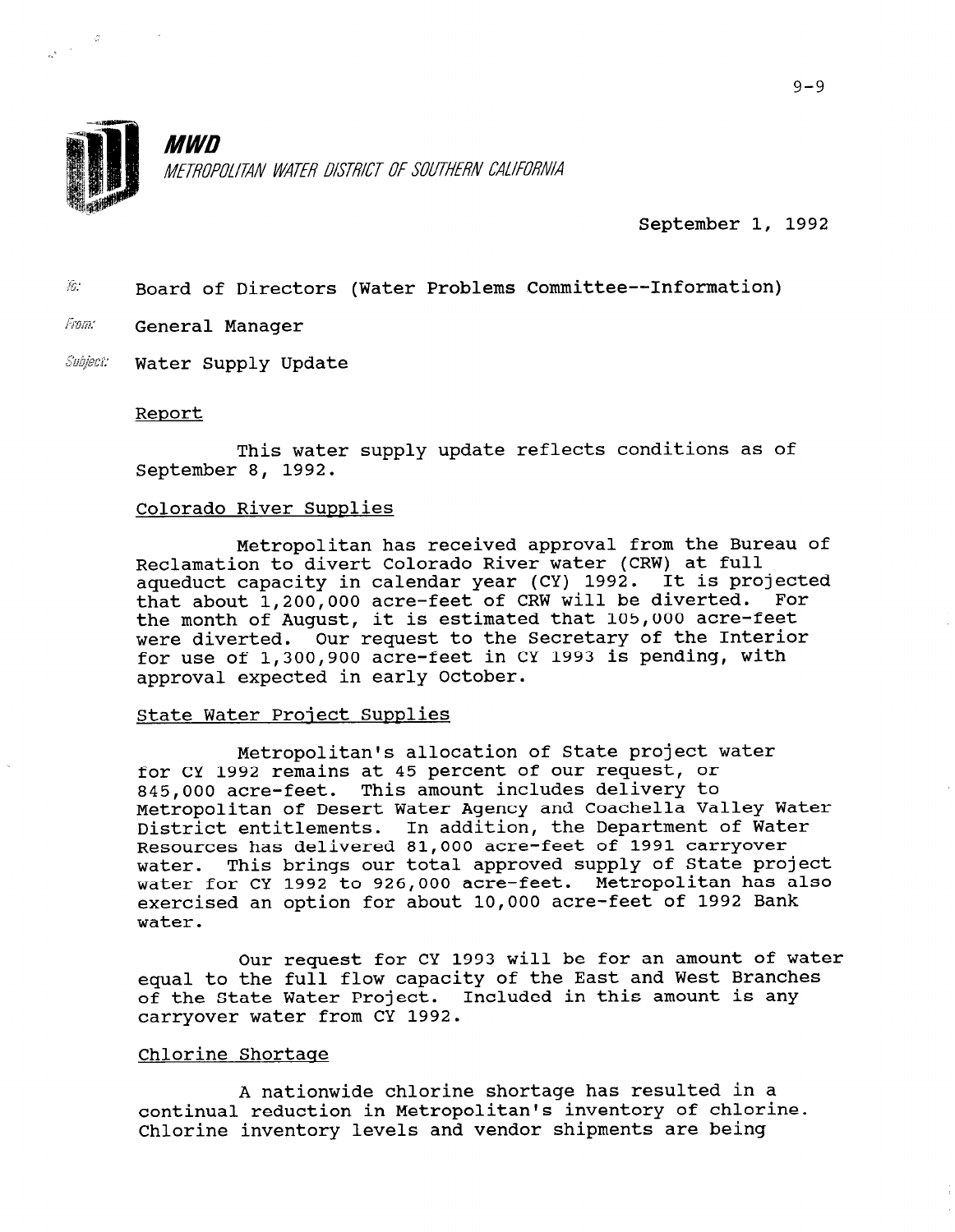**MWD**

*METROPOLITAN WATER DISTRICT OF SOUTHERN CALIFORNIA*

September 1, 1992

To: Board of Directors (Water Problems Committee--Information)

From: General Manager

Subject: Water Supply Update

## Report

This water supply update reflects conditions as of September 8, 1992.

### Colorado River Supplies

Metropolitan has received approval from the Bureau of Reclamation to divert Colorado River water (CRW) at full aqueduct capacity in calendar year (CY) 1992. It is projected that about 1,200,000 acre-feet of CRW will be diverted. For the month of August, it is estimated that 105,000 acre-feet were diverted. Our request to the Secretary of the Interior for use of 1,300,900 acre-feet in CY 1993 is pending, with approval expected in early October.

### State Water Project Supplies

Metropolitan's allocation of State project water for CY 1992 remains at 45 percent of our request, or 845,000 acre-feet. This amount includes delivery to Metropolitan of Desert Water Agency and Coachella Valley Water District entitlements. In addition, the Department of Water Resources has delivered 81,000 acre-feet of 1991 carryover water. This brings our total approved supply of State project water for CY 1992 to 926,000 acre-feet. Metropolitan has also exercised an option for about 10,000 acre-feet of 1992 Bank water.

Our request for CY 1993 will be for an amount of water equal to the full flow capacity of the East and West Branches of the State Water Project. Included in this amount is any carryover water from CY 1992.

### Chlorine Shortage

A nationwide chlorine shortage has resulted in a continual reduction in Metropolitan's inventory of chlorine. Chlorine inventory levels and vendor shipments are being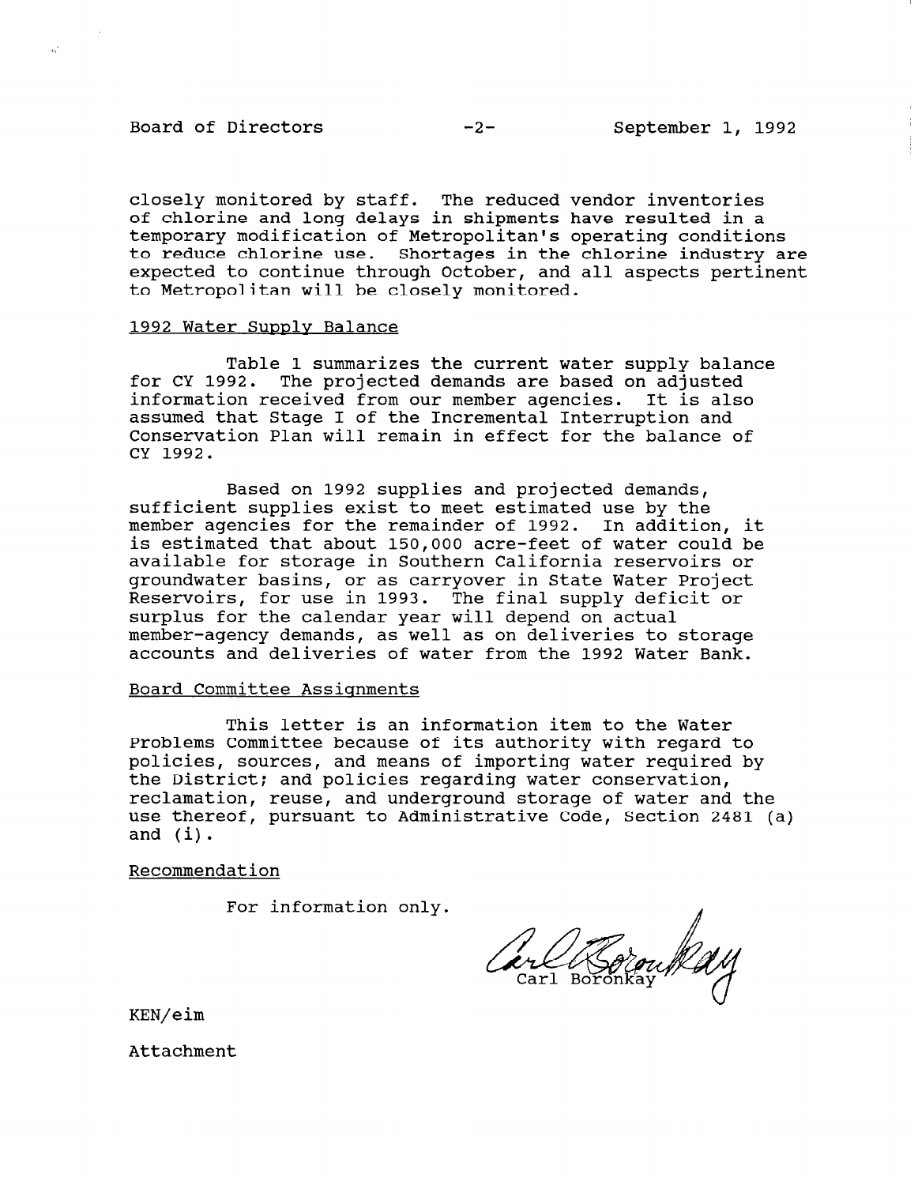closely monitored by staff. The reduced vendor inventories of chlorine and long delays in shipments have resulted in a temporary modification of Metropolitan's operating conditions to reduce chlorine use. Shortages in the chlorine industry are expected to continue through October, and all aspects pertinent to Metropolitan will be closely monitored.

## 1992 Water Supply Balance

Table 1 summarizes the current water supply balance for CY 1992. The projected demands are based on adjusted information received from our member agencies. It is also assumed that Stage I of the Incremental Interruption and Conservation Plan will remain in effect for the balance of CY 1992.

Based on 1992 supplies and projected demands, sufficient supplies exist to meet estimated use by the member agencies for the remainder of 1992. In addition, it is estimated that about 150,000 acre-feet of water could be available for storage in Southern California reservoirs or groundwater basins, or as carryover in State Water Project Reservoirs, for use in 1993. The final supply deficit or surplus for the calendar year will depend on actual member-agency demands, as well as on deliveries to storage accounts and deliveries of water from the 1992 Water Bank.

## Board Committee Assignments

This letter is an information item to the Water Problems Committee because of its authority with regard to policies, sources, and means of importing water required by the District; and policies regarding water conservation, reclamation, reuse, and underground storage of water and the use thereof, pursuant to Administrative Code, Section 2481 (a) and (i).

## Recommendation

For information only.

Carl Boronkay

KEN/eim

Attachment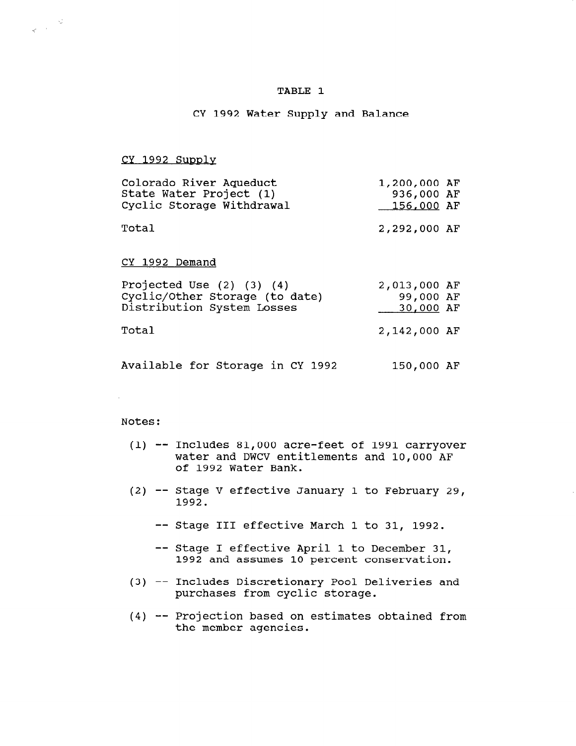# TABLE 1

## CY 1992 Water Supply and Balance

### CY 1992 Supply

| | |
|---|---|
| Colorado River Aqueduct | 1,200,000 AF |
| State Water Project (1) | 936,000 AF |
| Cyclic Storage Withdrawal | 156,000 AF |
| Total | 2,292,000 AF |

### CY 1992 Demand

| | |
|---|---|
| Projected Use (2) (3) (4) | 2,013,000 AF |
| Cyclic/Other Storage (to date) | 99,000 AF |
| Distribution System Losses | 30,000 AF |
| Total | 2,142,000 AF |

| | |
|---|---|
| Available for Storage in CY 1992 | 150,000 AF |

Notes:

(1) -- Includes 81,000 acre-feet of 1991 carryover water and DWCV entitlements and 10,000 AF of 1992 Water Bank.

(2) -- Stage V effective January 1 to February 29, 1992.

-- Stage III effective March 1 to 31, 1992.

-- Stage I effective April 1 to December 31, 1992 and assumes 10 percent conservation.

(3) -- Includes Discretionary Pool Deliveries and purchases from cyclic storage.

(4) -- Projection based on estimates obtained from the member agencies.